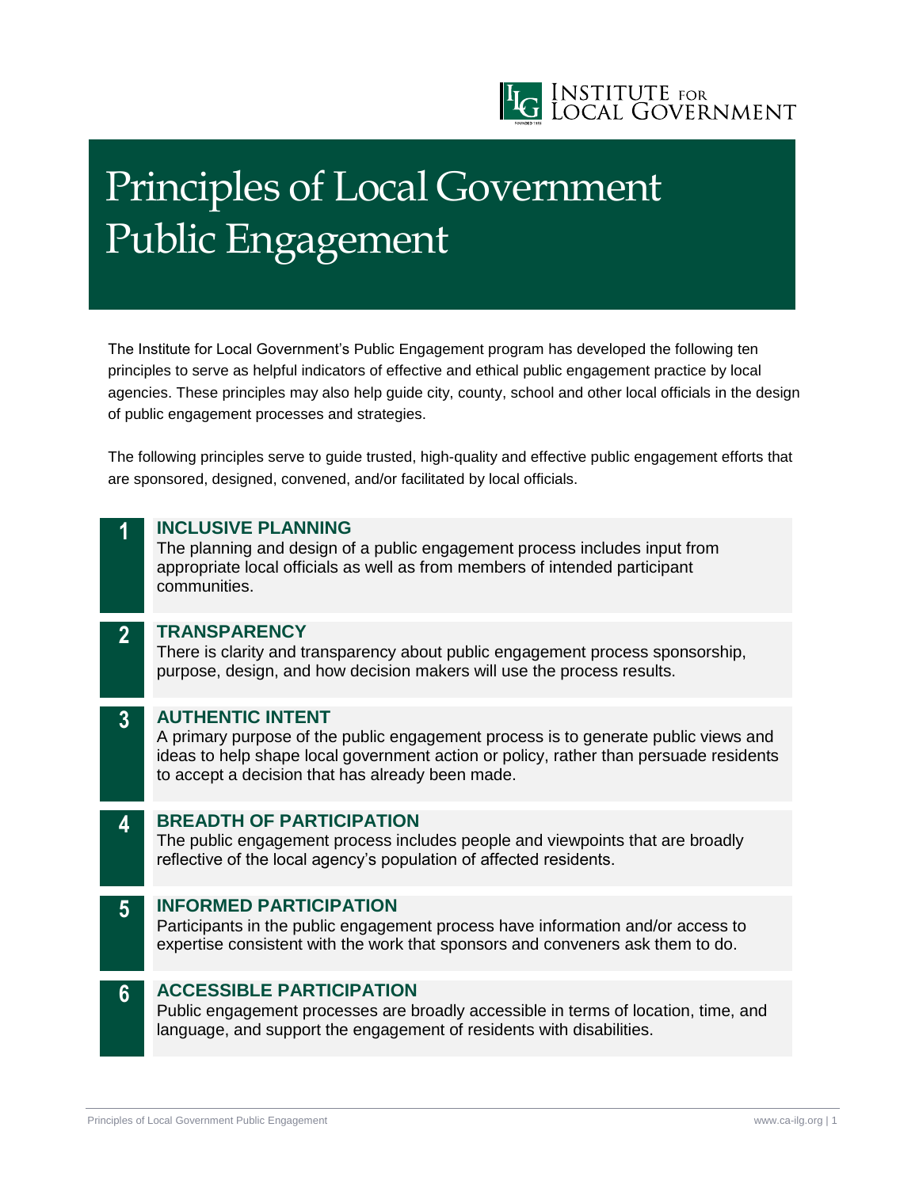# Principles of Local Government Public Engagement

The Institute for Local Government's Public Engagement program has developed the following ten principles to serve as helpful indicators of effective and ethical public engagement practice by local agencies. These principles may also help guide city, county, school and other local officials in the design of public engagement processes and strategies.

The following principles serve to guide trusted, high-quality and effective public engagement efforts that are sponsored, designed, convened, and/or facilitated by local officials.

## 1 INCLUSIVE PLANNING

The planning and design of a public engagement process includes input from appropriate local officials as well as from members of intended participant communities.

## 2 TRANSPARENCY

There is clarity and transparency about public engagement process sponsorship, purpose, design, and how decision makers will use the process results.

## 3 AUTHENTIC INTENT

A primary purpose of the public engagement process is to generate public views and ideas to help shape local government action or policy, rather than persuade residents to accept a decision that has already been made.

## 4 BREADTH OF PARTICIPATION

The public engagement process includes people and viewpoints that are broadly reflective of the local agency's population of affected residents.

## 5 INFORMED PARTICIPATION

Participants in the public engagement process have information and/or access to expertise consistent with the work that sponsors and conveners ask them to do.

## 6 ACCESSIBLE PARTICIPATION

Public engagement processes are broadly accessible in terms of location, time, and language, and support the engagement of residents with disabilities.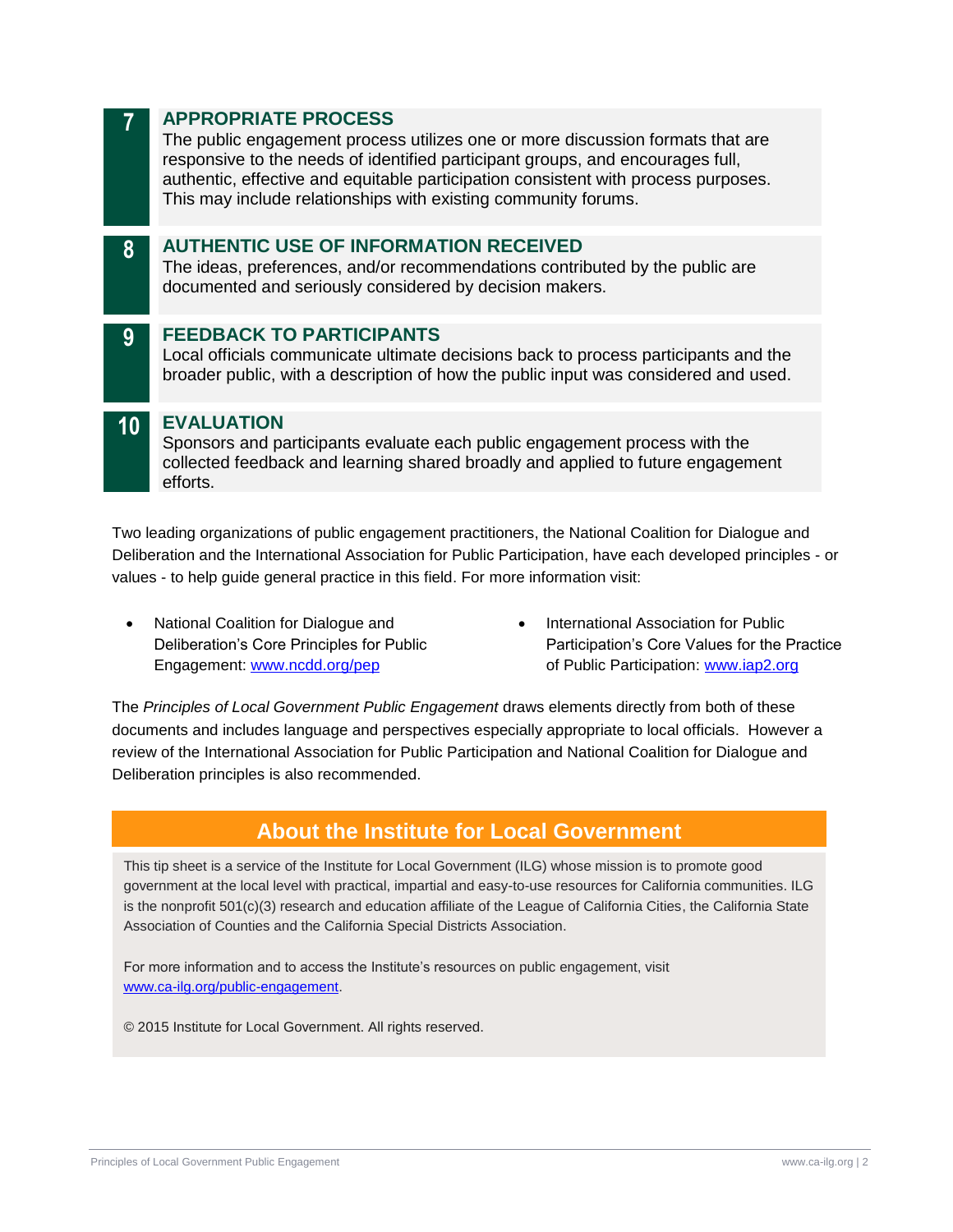### 7 APPROPRIATE PROCESS

The public engagement process utilizes one or more discussion formats that are responsive to the needs of identified participant groups, and encourages full, authentic, effective and equitable participation consistent with process purposes. This may include relationships with existing community forums.

### 8 AUTHENTIC USE OF INFORMATION RECEIVED

The ideas, preferences, and/or recommendations contributed by the public are documented and seriously considered by decision makers.

### 9 FEEDBACK TO PARTICIPANTS

Local officials communicate ultimate decisions back to process participants and the broader public, with a description of how the public input was considered and used.

### 10 EVALUATION

Sponsors and participants evaluate each public engagement process with the collected feedback and learning shared broadly and applied to future engagement efforts.

Two leading organizations of public engagement practitioners, the National Coalition for Dialogue and Deliberation and the International Association for Public Participation, have each developed principles - or values - to help guide general practice in this field. For more information visit:

- National Coalition for Dialogue and Deliberation's Core Principles for Public Engagement: www.ncdd.org/pep
- International Association for Public Participation's Core Values for the Practice of Public Participation: www.iap2.org

The *Principles of Local Government Public Engagement* draws elements directly from both of these documents and includes language and perspectives especially appropriate to local officials. However a review of the International Association for Public Participation and National Coalition for Dialogue and Deliberation principles is also recommended.

## About the Institute for Local Government

This tip sheet is a service of the Institute for Local Government (ILG) whose mission is to promote good government at the local level with practical, impartial and easy-to-use resources for California communities. ILG is the nonprofit 501(c)(3) research and education affiliate of the League of California Cities, the California State Association of Counties and the California Special Districts Association.

For more information and to access the Institute's resources on public engagement, visit www.ca-ilg.org/public-engagement.

© 2015 Institute for Local Government. All rights reserved.